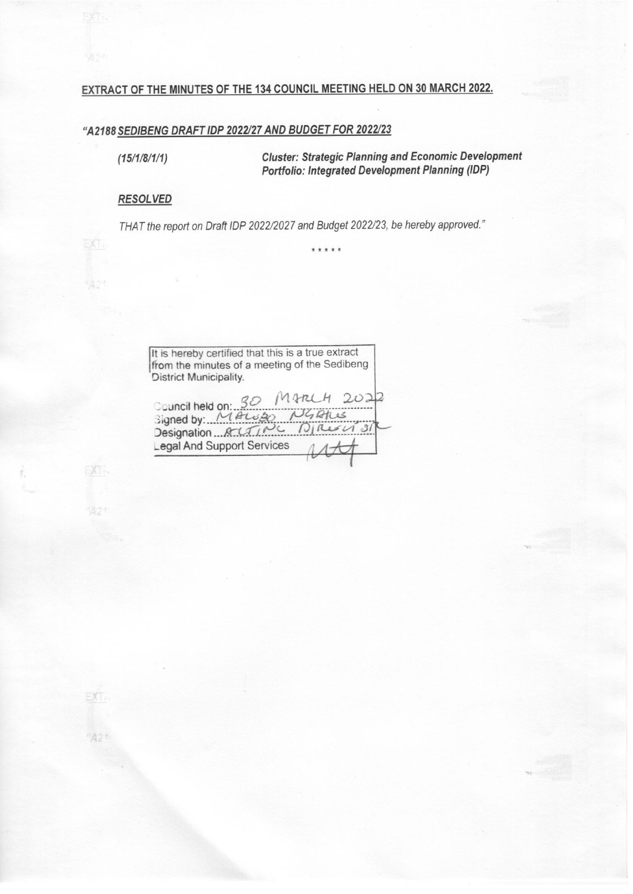**EXTRACT OF THE MINUTES OF THE 134 COUNCIL MEETING HELD ON 30 MARCH 2022.**

***"A2188 SEDIBENG DRAFT IDP 2022/27 AND BUDGET FOR 2022/23***

***(15/1/8/1/1)*** ***Cluster: Strategic Planning and Economic Development***
***Portfolio: Integrated Development Planning (IDP)***

***RESOLVED***

*THAT the report on Draft IDP 2022/2027 and Budget 2022/23, be hereby approved."*

\* \* \* \* \*

It is hereby certified that this is a true extract from the minutes of a meeting of the Sedibeng District Municipality.

Council held on: 30 MARCH 2022
Signed by: MALUBO NGRHUS
Designation: ACTING DIRECTOR
Legal And Support Services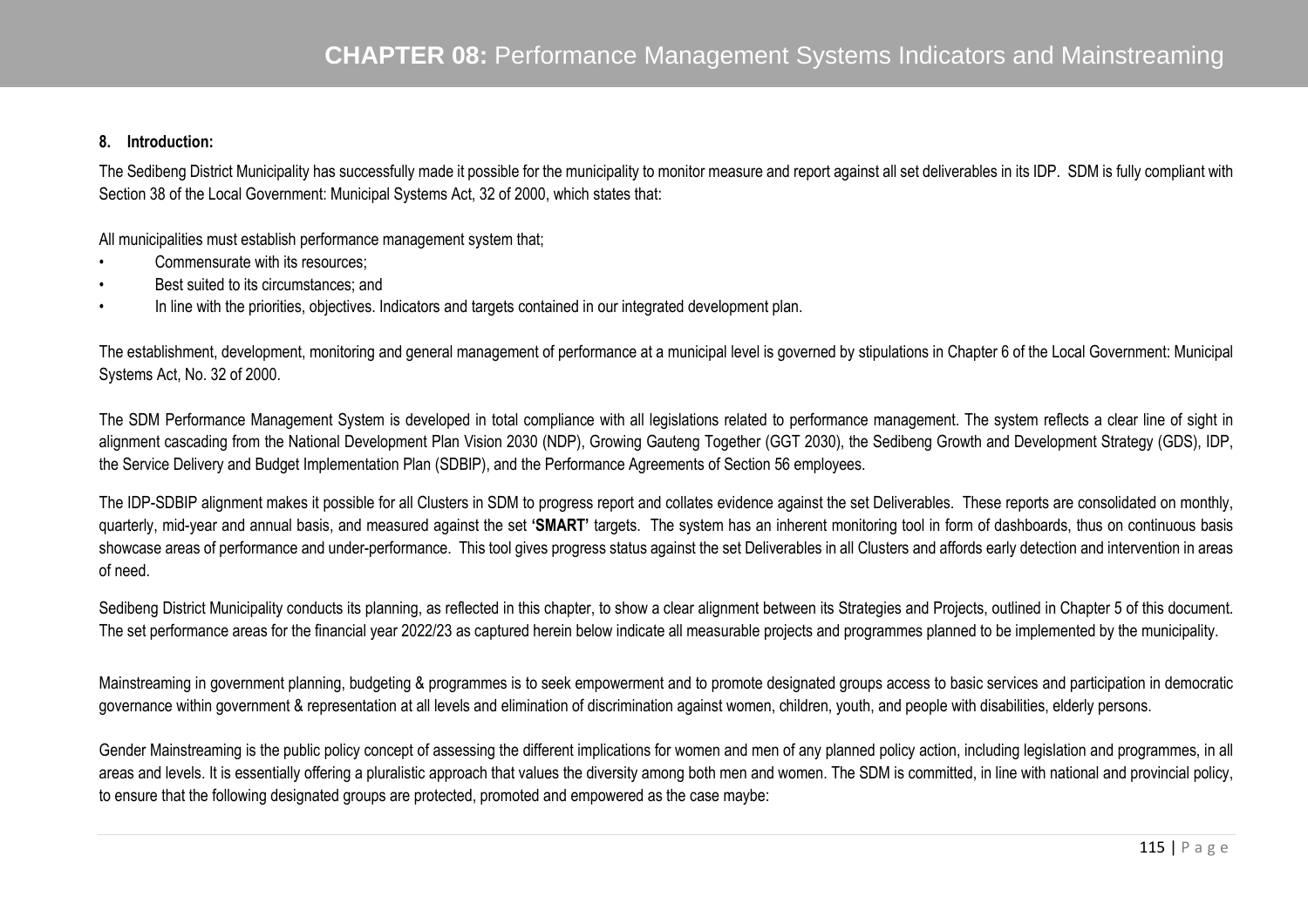# CHAPTER 08: Performance Management Systems Indicators and Mainstreaming

## 8. Introduction:

The Sedibeng District Municipality has successfully made it possible for the municipality to monitor measure and report against all set deliverables in its IDP. SDM is fully compliant with Section 38 of the Local Government: Municipal Systems Act, 32 of 2000, which states that:

All municipalities must establish performance management system that;

- Commensurate with its resources;
- Best suited to its circumstances; and
- In line with the priorities, objectives. Indicators and targets contained in our integrated development plan.

The establishment, development, monitoring and general management of performance at a municipal level is governed by stipulations in Chapter 6 of the Local Government: Municipal Systems Act, No. 32 of 2000.

The SDM Performance Management System is developed in total compliance with all legislations related to performance management. The system reflects a clear line of sight in alignment cascading from the National Development Plan Vision 2030 (NDP), Growing Gauteng Together (GGT 2030), the Sedibeng Growth and Development Strategy (GDS), IDP, the Service Delivery and Budget Implementation Plan (SDBIP), and the Performance Agreements of Section 56 employees.

The IDP-SDBIP alignment makes it possible for all Clusters in SDM to progress report and collates evidence against the set Deliverables. These reports are consolidated on monthly, quarterly, mid-year and annual basis, and measured against the set **'SMART'** targets. The system has an inherent monitoring tool in form of dashboards, thus on continuous basis showcase areas of performance and under-performance. This tool gives progress status against the set Deliverables in all Clusters and affords early detection and intervention in areas of need.

Sedibeng District Municipality conducts its planning, as reflected in this chapter, to show a clear alignment between its Strategies and Projects, outlined in Chapter 5 of this document. The set performance areas for the financial year 2022/23 as captured herein below indicate all measurable projects and programmes planned to be implemented by the municipality.

Mainstreaming in government planning, budgeting & programmes is to seek empowerment and to promote designated groups access to basic services and participation in democratic governance within government & representation at all levels and elimination of discrimination against women, children, youth, and people with disabilities, elderly persons.

Gender Mainstreaming is the public policy concept of assessing the different implications for women and men of any planned policy action, including legislation and programmes, in all areas and levels. It is essentially offering a pluralistic approach that values the diversity among both men and women. The SDM is committed, in line with national and provincial policy, to ensure that the following designated groups are protected, promoted and empowered as the case maybe: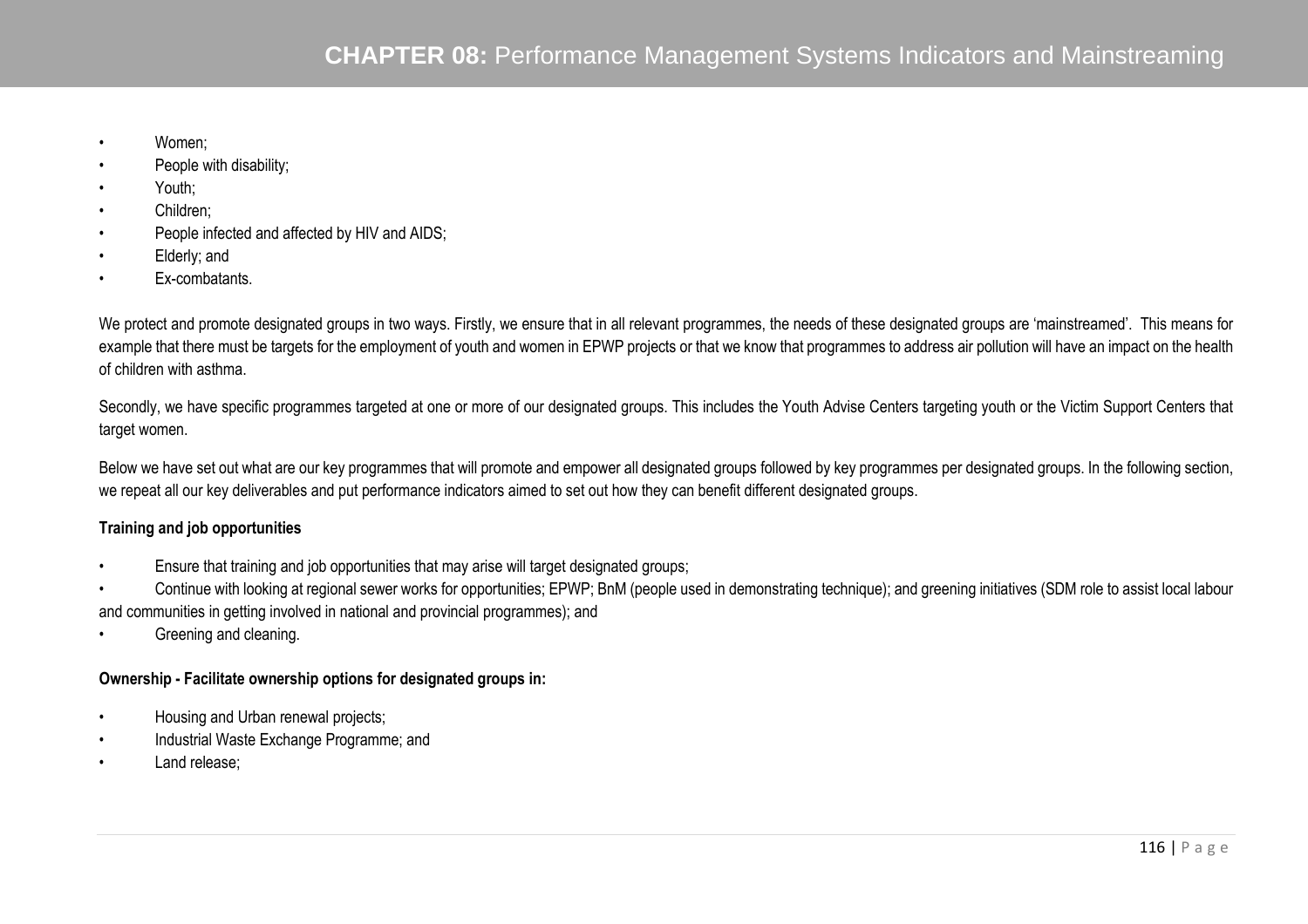- Women;
- People with disability;
- Youth;
- Children;
- People infected and affected by HIV and AIDS;
- Elderly; and
- Ex-combatants.

We protect and promote designated groups in two ways. Firstly, we ensure that in all relevant programmes, the needs of these designated groups are 'mainstreamed'. This means for example that there must be targets for the employment of youth and women in EPWP projects or that we know that programmes to address air pollution will have an impact on the health of children with asthma.

Secondly, we have specific programmes targeted at one or more of our designated groups. This includes the Youth Advise Centers targeting youth or the Victim Support Centers that target women.

Below we have set out what are our key programmes that will promote and empower all designated groups followed by key programmes per designated groups. In the following section, we repeat all our key deliverables and put performance indicators aimed to set out how they can benefit different designated groups.

**Training and job opportunities**

- Ensure that training and job opportunities that may arise will target designated groups;
- Continue with looking at regional sewer works for opportunities; EPWP; BnM (people used in demonstrating technique); and greening initiatives (SDM role to assist local labour and communities in getting involved in national and provincial programmes); and
- Greening and cleaning.

**Ownership - Facilitate ownership options for designated groups in:**

- Housing and Urban renewal projects;
- Industrial Waste Exchange Programme; and
- Land release;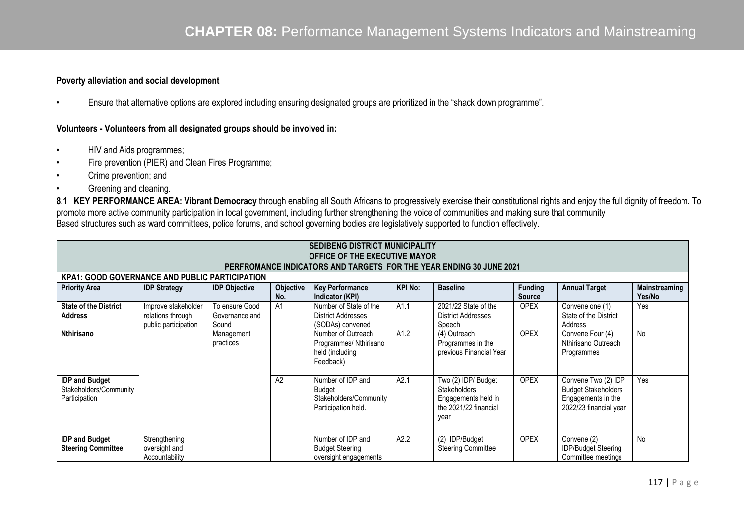**Poverty alleviation and social development**

- Ensure that alternative options are explored including ensuring designated groups are prioritized in the "shack down programme".

**Volunteers - Volunteers from all designated groups should be involved in:**

- HIV and Aids programmes;
- Fire prevention (PIER) and Clean Fires Programme;
- Crime prevention; and
- Greening and cleaning.

**8.1 KEY PERFORMANCE AREA: Vibrant Democracy** through enabling all South Africans to progressively exercise their constitutional rights and enjoy the full dignity of freedom. To promote more active community participation in local government, including further strengthening the voice of communities and making sure that community
Based structures such as ward committees, police forums, and school governing bodies are legislatively supported to function effectively.

| SEDIBENG DISTRICT MUNICIPALITY | | | | | | | | | |
|---|---|---|---|---|---|---|---|---|---|
| OFFICE OF THE EXECUTIVE MAYOR | | | | | | | | | |
| PERFROMANCE INDICATORS AND TARGETS FOR THE YEAR ENDING 30 JUNE 2021 | | | | | | | | | |
| **KPA1: GOOD GOVERNANCE AND PUBLIC PARTICIPATION** | | | | | | | | | |
| **Priority Area** | **IDP Strategy** | **IDP Objective** | **Objective No.** | **Key Performance Indicator (KPI)** | **KPI No:** | **Baseline** | **Funding Source** | **Annual Target** | **Mainstreaming Yes/No** |
| **State of the District Address** | Improve stakeholder relations through public participation | To ensure Good Governance and Sound Management practices | A1 | Number of State of the District Addresses (SODAs) convened | A1.1 | 2021/22 State of the District Addresses Speech | OPEX | Convene one (1) State of the District Address | Yes |
| **Nthirisano** | | | | Number of Outreach Programmes/ Nthirisano held (including Feedback) | A1.2 | (4) Outreach Programmes in the previous Financial Year | OPEX | Convene Four (4) Nthirisano Outreach Programmes | No |
| **IDP and Budget** Stakeholders/Community Participation | | | A2 | Number of IDP and Budget Stakeholders/Community Participation held. | A2.1 | Two (2) IDP/ Budget Stakeholders Engagements held in the 2021/22 financial year | OPEX | Convene Two (2) IDP Budget Stakeholders Engagements in the 2022/23 financial year | Yes |
| **IDP and Budget Steering Committee** | Strengthening oversight and Accountability | | | Number of IDP and Budget Steering oversight engagements | A2.2 | (2) IDP/Budget Steering Committee | OPEX | Convene (2) IDP/Budget Steering Committee meetings | No |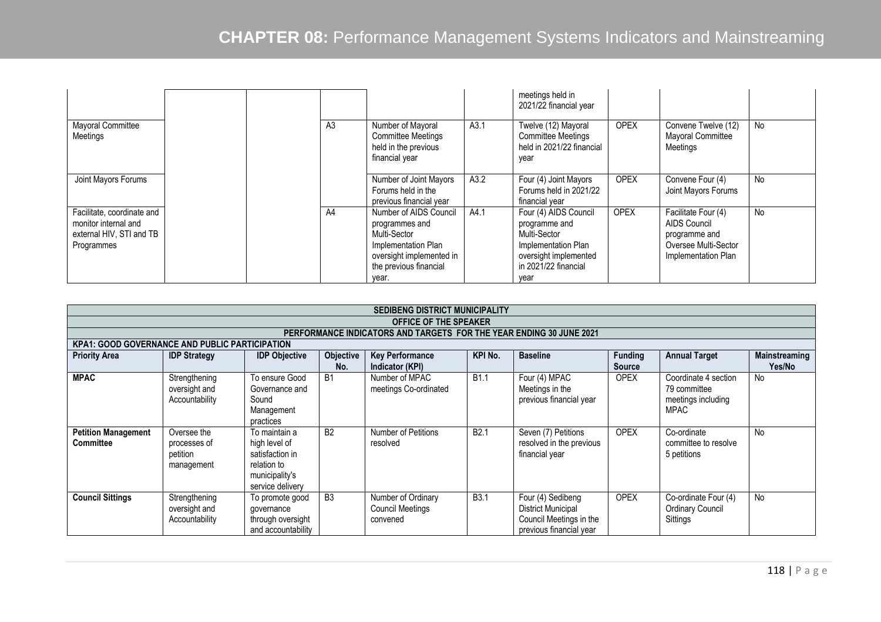| | | | | | | | | | |
|---|---|---|---|---|---|---|---|---|---|
| | | | | | | meetings held in 2021/22 financial year | | | |
| Mayoral Committee Meetings | | | A3 | Number of Mayoral Committee Meetings held in the previous financial year | A3.1 | Twelve (12) Mayoral Committee Meetings held in 2021/22 financial year | OPEX | Convene Twelve (12) Mayoral Committee Meetings | No |
| Joint Mayors Forums | | | | Number of Joint Mayors Forums held in the previous financial year | A3.2 | Four (4) Joint Mayors Forums held in 2021/22 financial year | OPEX | Convene Four (4) Joint Mayors Forums | No |
| Facilitate, coordinate and monitor internal and external HIV, STI and TB Programmes | | | A4 | Number of AIDS Council programmes and Multi-Sector Implementation Plan oversight implemented in the previous financial year. | A4.1 | Four (4) AIDS Council programme and Multi-Sector Implementation Plan oversight implemented in 2021/22 financial year | OPEX | Facilitate Four (4) AIDS Council programme and Oversee Multi-Sector Implementation Plan | No |

| SEDIBENG DISTRICT MUNICIPALITY | | | | | | | | | |
|---|---|---|---|---|---|---|---|---|---|
| **OFFICE OF THE SPEAKER** | | | | | | | | | |
| **PERFORMANCE INDICATORS AND TARGETS FOR THE YEAR ENDING 30 JUNE 2021** | | | | | | | | | |
| **KPA1: GOOD GOVERNANCE AND PUBLIC PARTICIPATION** | | | | | | | | | |
| **Priority Area** | **IDP Strategy** | **IDP Objective** | **Objective No.** | **Key Performance Indicator (KPI)** | **KPI No.** | **Baseline** | **Funding Source** | **Annual Target** | **Mainstreaming Yes/No** |
| **MPAC** | Strengthening oversight and Accountability | To ensure Good Governance and Sound Management practices | B1 | Number of MPAC meetings Co-ordinated | B1.1 | Four (4) MPAC Meetings in the previous financial year | OPEX | Coordinate 4 section 79 committee meetings including MPAC | No |
| **Petition Management Committee** | Oversee the processes of petition management | To maintain a high level of satisfaction in relation to municipality's service delivery | B2 | Number of Petitions resolved | B2.1 | Seven (7) Petitions resolved in the previous financial year | OPEX | Co-ordinate committee to resolve 5 petitions | No |
| **Council Sittings** | Strengthening oversight and Accountability | To promote good governance through oversight and accountability | B3 | Number of Ordinary Council Meetings convened | B3.1 | Four (4) Sedibeng District Municipal Council Meetings in the previous financial year | OPEX | Co-ordinate Four (4) Ordinary Council Sittings | No |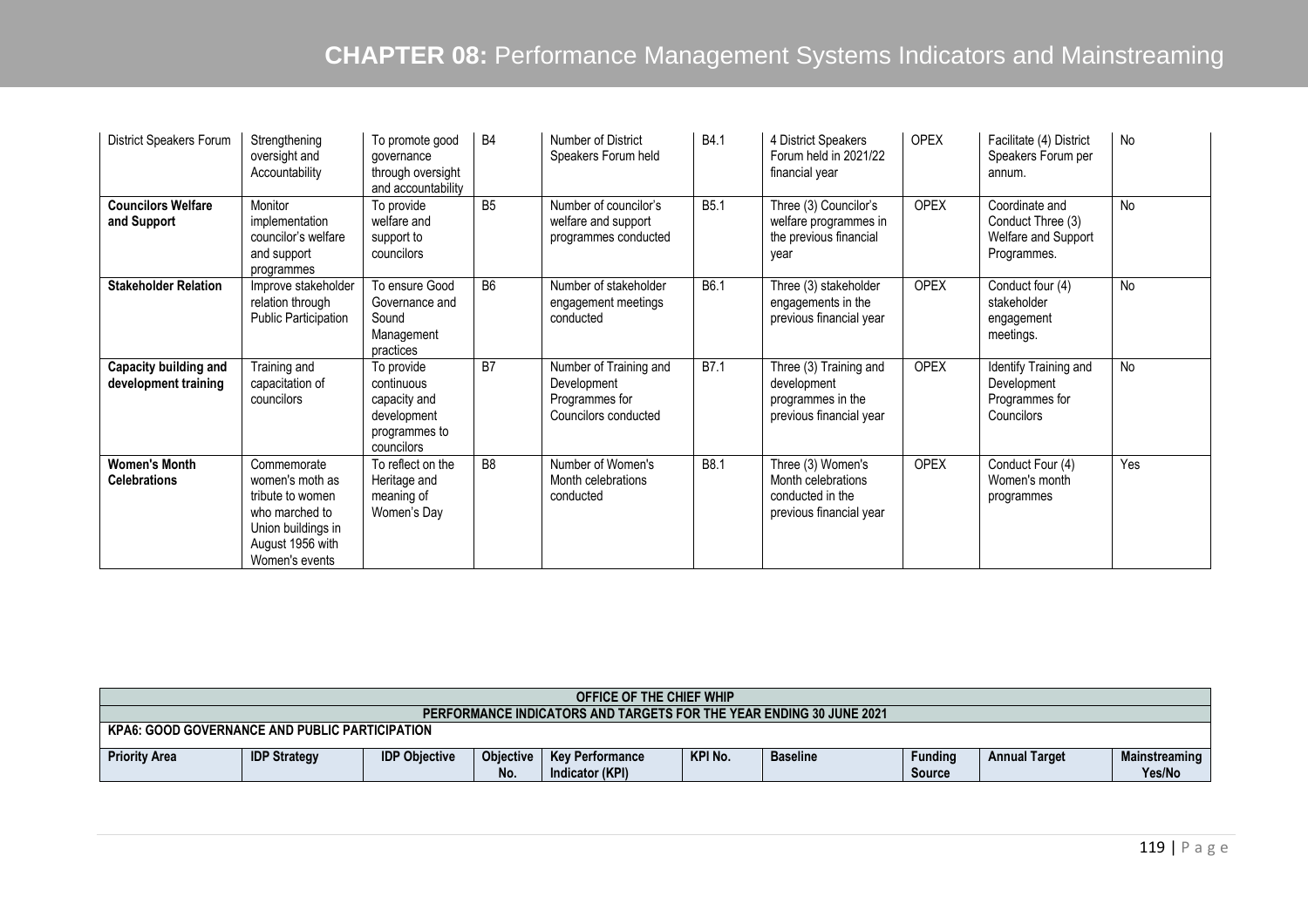| District Speakers Forum | Strengthening oversight and Accountability | To promote good governance through oversight and accountability | B4 | Number of District Speakers Forum held | B4.1 | 4 District Speakers Forum held in 2021/22 financial year | OPEX | Facilitate (4) District Speakers Forum per annum. | No |
|---|---|---|---|---|---|---|---|---|---|
| **Councilors Welfare and Support** | Monitor implementation councilor's welfare and support programmes | To provide welfare and support to councilors | B5 | Number of councilor's welfare and support programmes conducted | B5.1 | Three (3) Councilor's welfare programmes in the previous financial year | OPEX | Coordinate and Conduct Three (3) Welfare and Support Programmes. | No |
| **Stakeholder Relation** | Improve stakeholder relation through Public Participation | To ensure Good Governance and Sound Management practices | B6 | Number of stakeholder engagement meetings conducted | B6.1 | Three (3) stakeholder engagements in the previous financial year | OPEX | Conduct four (4) stakeholder engagement meetings. | No |
| **Capacity building and development training** | Training and capacitation of councilors | To provide continuous capacity and development programmes to councilors | B7 | Number of Training and Development Programmes for Councilors conducted | B7.1 | Three (3) Training and development programmes in the previous financial year | OPEX | Identify Training and Development Programmes for Councilors | No |
| **Women's Month Celebrations** | Commemorate women's moth as tribute to women who marched to Union buildings in August 1956 with Women's events | To reflect on the Heritage and meaning of Women's Day | B8 | Number of Women's Month celebrations conducted | B8.1 | Three (3) Women's Month celebrations conducted in the previous financial year | OPEX | Conduct Four (4) Women's month programmes | Yes |

| **OFFICE OF THE CHIEF WHIP** | | | | | | | | | |
|---|---|---|---|---|---|---|---|---|---|
| **PERFORMANCE INDICATORS AND TARGETS FOR THE YEAR ENDING 30 JUNE 2021** | | | | | | | | | |
| **KPA6: GOOD GOVERNANCE AND PUBLIC PARTICIPATION** | | | | | | | | | |
| **Priority Area** | **IDP Strategy** | **IDP Objective** | **Objective No.** | **Key Performance Indicator (KPI)** | **KPI No.** | **Baseline** | **Funding Source** | **Annual Target** | **Mainstreaming Yes/No** |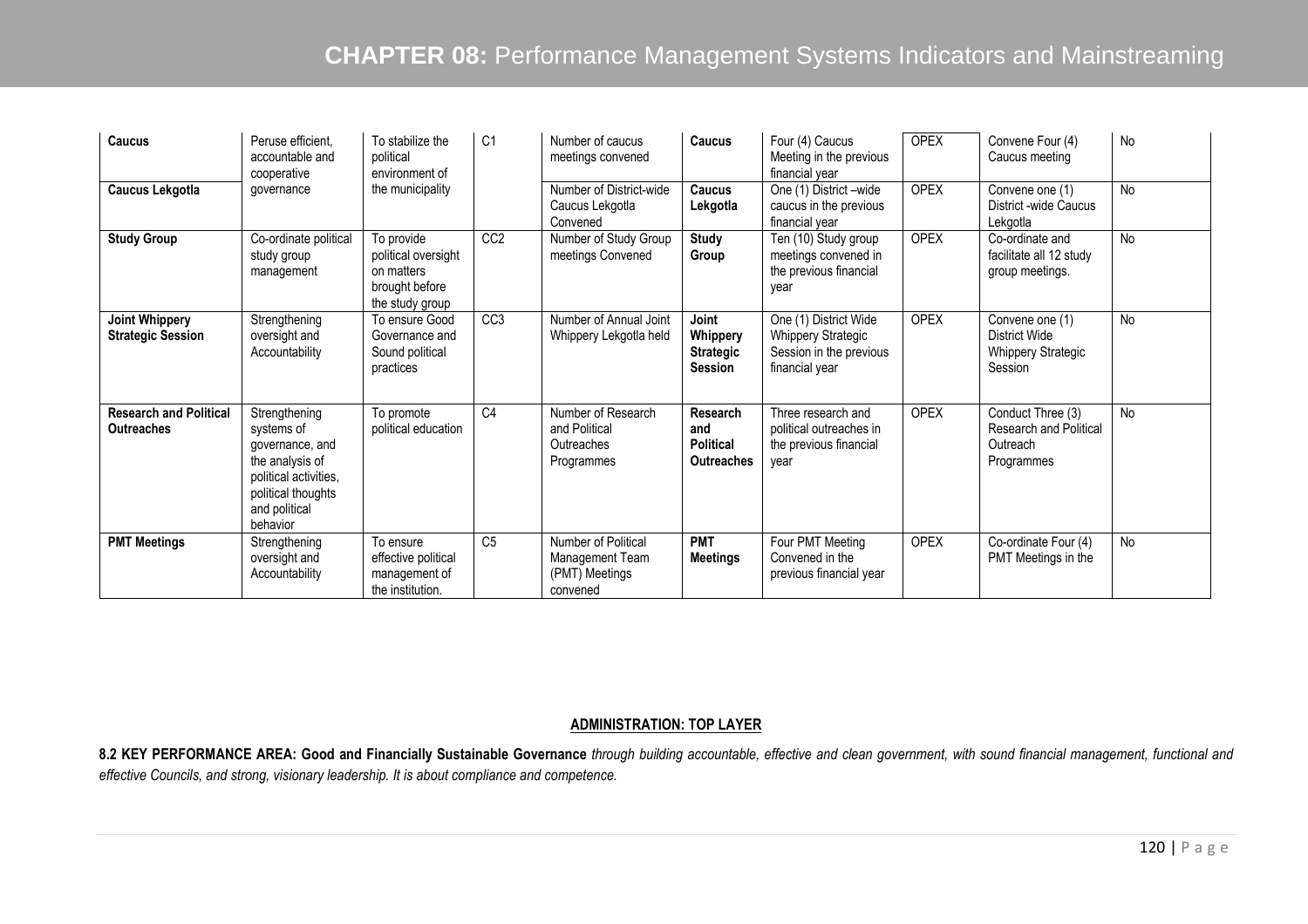| Caucus | Peruse efficient, accountable and cooperative governance | To stabilize the political environment of the municipality | C1 | Number of caucus meetings convened | **Caucus** | Four (4) Caucus Meeting in the previous financial year | OPEX | Convene Four (4) Caucus meeting | No |
|---|---|---|---|---|---|---|---|---|---|
| **Caucus Lekgotla** | | | | Number of District-wide Caucus Lekgotla Convened | **Caucus Lekgotla** | One (1) District –wide caucus in the previous financial year | OPEX | Convene one (1) District -wide Caucus Lekgotla | No |
| **Study Group** | Co-ordinate political study group management | To provide political oversight on matters brought before the study group | CC2 | Number of Study Group meetings Convened | **Study Group** | Ten (10) Study group meetings convened in the previous financial year | OPEX | Co-ordinate and facilitate all 12 study group meetings. | No |
| **Joint Whippery Strategic Session** | Strengthening oversight and Accountability | To ensure Good Governance and Sound political practices | CC3 | Number of Annual Joint Whippery Lekgotla held | **Joint Whippery Strategic Session** | One (1) District Wide Whippery Strategic Session in the previous financial year | OPEX | Convene one (1) District Wide Whippery Strategic Session | No |
| **Research and Political Outreaches** | Strengthening systems of governance, and the analysis of political activities, political thoughts and political behavior | To promote political education | C4 | Number of Research and Political Outreaches Programmes | **Research and Political Outreaches** | Three research and political outreaches in the previous financial year | OPEX | Conduct Three (3) Research and Political Outreach Programmes | No |
| **PMT Meetings** | Strengthening oversight and Accountability | To ensure effective political management of the institution. | C5 | Number of Political Management Team (PMT) Meetings convened | **PMT Meetings** | Four PMT Meeting Convened in the previous financial year | OPEX | Co-ordinate Four (4) PMT Meetings in the | No |

**ADMINISTRATION: TOP LAYER**

**8.2 KEY PERFORMANCE AREA: Good and Financially Sustainable Governance** *through building accountable, effective and clean government, with sound financial management, functional and effective Councils, and strong, visionary leadership. It is about compliance and competence.*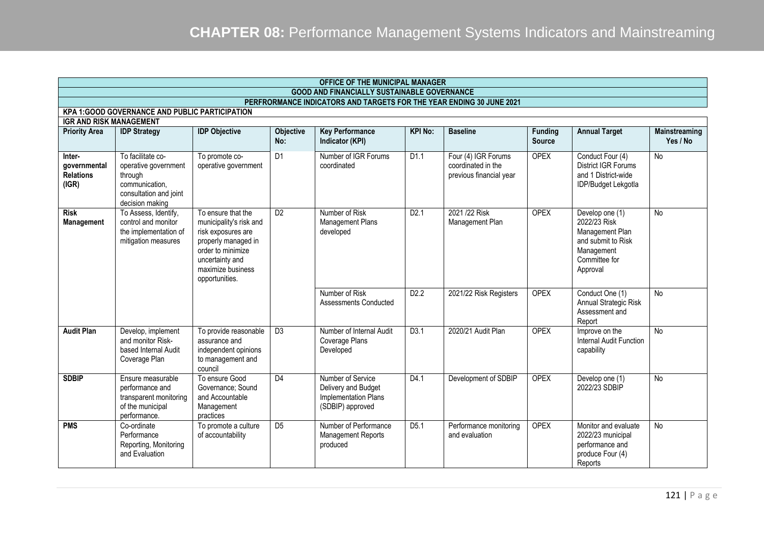## CHAPTER 08: Performance Management Systems Indicators and Mainstreaming

| OFFICE OF THE MUNICIPAL MANAGER | | | | | | | | | |
|---|---|---|---|---|---|---|---|---|---|
| GOOD AND FINANCIALLY SUSTAINABLE GOVERNANCE | | | | | | | | | |
| PERFRORMANCE INDICATORS AND TARGETS FOR THE YEAR ENDING 30 JUNE 2021 | | | | | | | | | |
| **KPA 1:GOOD GOVERNANCE AND PUBLIC PARTICIPATION** | | | | | | | | | |
| **IGR AND RISK MANAGEMENT** | | | | | | | | | |
| **Priority Area** | **IDP Strategy** | **IDP Objective** | **Objective No:** | **Key Performance Indicator (KPI)** | **KPI No:** | **Baseline** | **Funding Source** | **Annual Target** | **Mainstreaming Yes / No** |
| **Inter-governmental Relations (IGR)** | To facilitate co-operative government through communication, consultation and joint decision making | To promote co-operative government | D1 | Number of IGR Forums coordinated | D1.1 | Four (4) IGR Forums coordinated in the previous financial year | OPEX | Conduct Four (4) District IGR Forums and 1 District-wide IDP/Budget Lekgotla | No |
| **Risk Management** | To Assess, Identify, control and monitor the implementation of mitigation measures | To ensure that the municipality's risk and risk exposures are properly managed in order to minimize uncertainty and maximize business opportunities. | D2 | Number of Risk Management Plans developed | D2.1 | 2021 /22 Risk Management Plan | OPEX | Develop one (1) 2022/23 Risk Management Plan and submit to Risk Management Committee for Approval | No |
| | | | | Number of Risk Assessments Conducted | D2.2 | 2021/22 Risk Registers | OPEX | Conduct One (1) Annual Strategic Risk Assessment and Report | No |
| **Audit Plan** | Develop, implement and monitor Risk-based Internal Audit Coverage Plan | To provide reasonable assurance and independent opinions to management and council | D3 | Number of Internal Audit Coverage Plans Developed | D3.1 | 2020/21 Audit Plan | OPEX | Improve on the Internal Audit Function capability | No |
| **SDBIP** | Ensure measurable performance and transparent monitoring of the municipal performance. | To ensure Good Governance; Sound and Accountable Management practices | D4 | Number of Service Delivery and Budget Implementation Plans (SDBIP) approved | D4.1 | Development of SDBIP | OPEX | Develop one (1) 2022/23 SDBIP | No |
| **PMS** | Co-ordinate Performance Reporting, Monitoring and Evaluation | To promote a culture of accountability | D5 | Number of Performance Management Reports produced | D5.1 | Performance monitoring and evaluation | OPEX | Monitor and evaluate 2022/23 municipal performance and produce Four (4) Reports | No |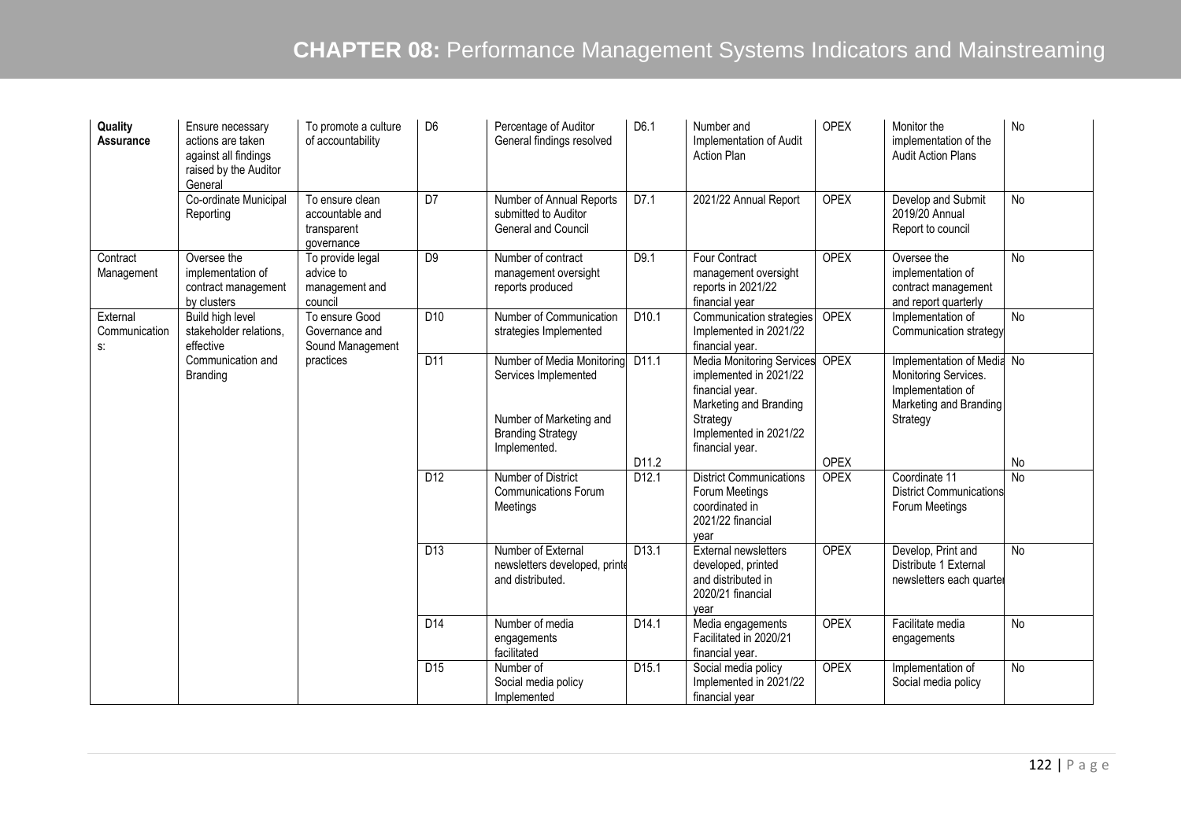| Quality Assurance | Ensure necessary actions are taken against all findings raised by the Auditor General | To promote a culture of accountability | D6 | Percentage of Auditor General findings resolved | D6.1 | Number and Implementation of Audit Action Plan | OPEX | Monitor the implementation of the Audit Action Plans | No |
|---|---|---|---|---|---|---|---|---|---|
| | Co-ordinate Municipal Reporting | To ensure clean accountable and transparent governance | D7 | Number of Annual Reports submitted to Auditor General and Council | D7.1 | 2021/22 Annual Report | OPEX | Develop and Submit 2019/20 Annual Report to council | No |
| Contract Management | Oversee the implementation of contract management by clusters | To provide legal advice to management and council | D9 | Number of contract management oversight reports produced | D9.1 | Four Contract management oversight reports in 2021/22 financial year | OPEX | Oversee the implementation of contract management and report quarterly | No |
| External Communications: | Build high level stakeholder relations, effective Communication and Branding | To ensure Good Governance and Sound Management practices | D10 | Number of Communication strategies Implemented | D10.1 | Communication strategies Implemented in 2021/22 financial year. | OPEX | Implementation of Communication strategy | No |
| | | | D11 | Number of Media Monitoring Services Implemented | D11.1 | Media Monitoring Services implemented in 2021/22 financial year. | OPEX | Implementation of Media Monitoring Services. | No |
| | | | | Number of Marketing and Branding Strategy Implemented. | D11.2 | Marketing and Branding Strategy Implemented in 2021/22 financial year. | OPEX | Implementation of Marketing and Branding Strategy | No |
| | | | D12 | Number of District Communications Forum Meetings | D12.1 | District Communications Forum Meetings coordinated in 2021/22 financial year | OPEX | Coordinate 11 District Communications Forum Meetings | No |
| | | | D13 | Number of External newsletters developed, printed and distributed. | D13.1 | External newsletters developed, printed and distributed in 2020/21 financial year | OPEX | Develop, Print and Distribute 1 External newsletters each quarter | No |
| | | | D14 | Number of media engagements facilitated | D14.1 | Media engagements Facilitated in 2020/21 financial year. | OPEX | Facilitate media engagements | No |
| | | | D15 | Number of Social media policy Implemented | D15.1 | Social media policy Implemented in 2021/22 financial year | OPEX | Implementation of Social media policy | No |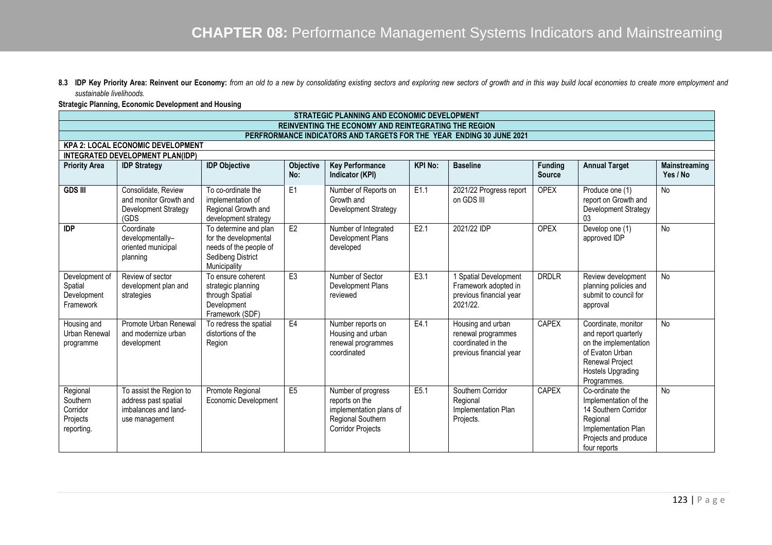# CHAPTER 08: Performance Management Systems Indicators and Mainstreaming

**8.3 IDP Key Priority Area: Reinvent our Economy:** *from an old to a new by consolidating existing sectors and exploring new sectors of growth and in this way build local economies to create more employment and sustainable livelihoods.*

**Strategic Planning, Economic Development and Housing**

| STRATEGIC PLANNING AND ECONOMIC DEVELOPMENT | | | | | | | | | |
|---|---|---|---|---|---|---|---|---|---|
| **REINVENTING THE ECONOMY AND REINTEGRATING THE REGION** | | | | | | | | | |
| **PERFRORMANCE INDICATORS AND TARGETS FOR THE YEAR ENDING 30 JUNE 2021** | | | | | | | | | |
| **KPA 2: LOCAL ECONOMIC DEVELOPMENT** | | | | | | | | | |
| **INTEGRATED DEVELOPMENT PLAN(IDP)** | | | | | | | | | |
| **Priority Area** | **IDP Strategy** | **IDP Objective** | **Objective No:** | **Key Performance Indicator (KPI)** | **KPI No:** | **Baseline** | **Funding Source** | **Annual Target** | **Mainstreaming Yes / No** |
| **GDS III** | Consolidate, Review and monitor Growth and Development Strategy (GDS | To co-ordinate the implementation of Regional Growth and development strategy | E1 | Number of Reports on Growth and Development Strategy | E1.1 | 2021/22 Progress report on GDS III | OPEX | Produce one (1) report on Growth and Development Strategy 03 | No |
| **IDP** | Coordinate developmentally–oriented municipal planning | To determine and plan for the developmental needs of the people of Sedibeng District Municipality | E2 | Number of Integrated Development Plans developed | E2.1 | 2021/22 IDP | OPEX | Develop one (1) approved IDP | No |
| Development of Spatial Development Framework | Review of sector development plan and strategies | To ensure coherent strategic planning through Spatial Development Framework (SDF) | E3 | Number of Sector Development Plans reviewed | E3.1 | 1 Spatial Development Framework adopted in previous financial year 2021/22. | DRDLR | Review development planning policies and submit to council for approval | No |
| Housing and Urban Renewal programme | Promote Urban Renewal and modernize urban development | To redress the spatial distortions of the Region | E4 | Number reports on Housing and urban renewal programmes coordinated | E4.1 | Housing and urban renewal programmes coordinated in the previous financial year | CAPEX | Coordinate, monitor and report quarterly on the implementation of Evaton Urban Renewal Project Hostels Upgrading Programmes. | No |
| Regional Southern Corridor Projects reporting. | To assist the Region to address past spatial imbalances and land-use management | Promote Regional Economic Development | E5 | Number of progress reports on the implementation plans of Regional Southern Corridor Projects | E5.1 | Southern Corridor Regional Implementation Plan Projects. | CAPEX | Co-ordinate the Implementation of the 14 Southern Corridor Regional Implementation Plan Projects and produce four reports | No |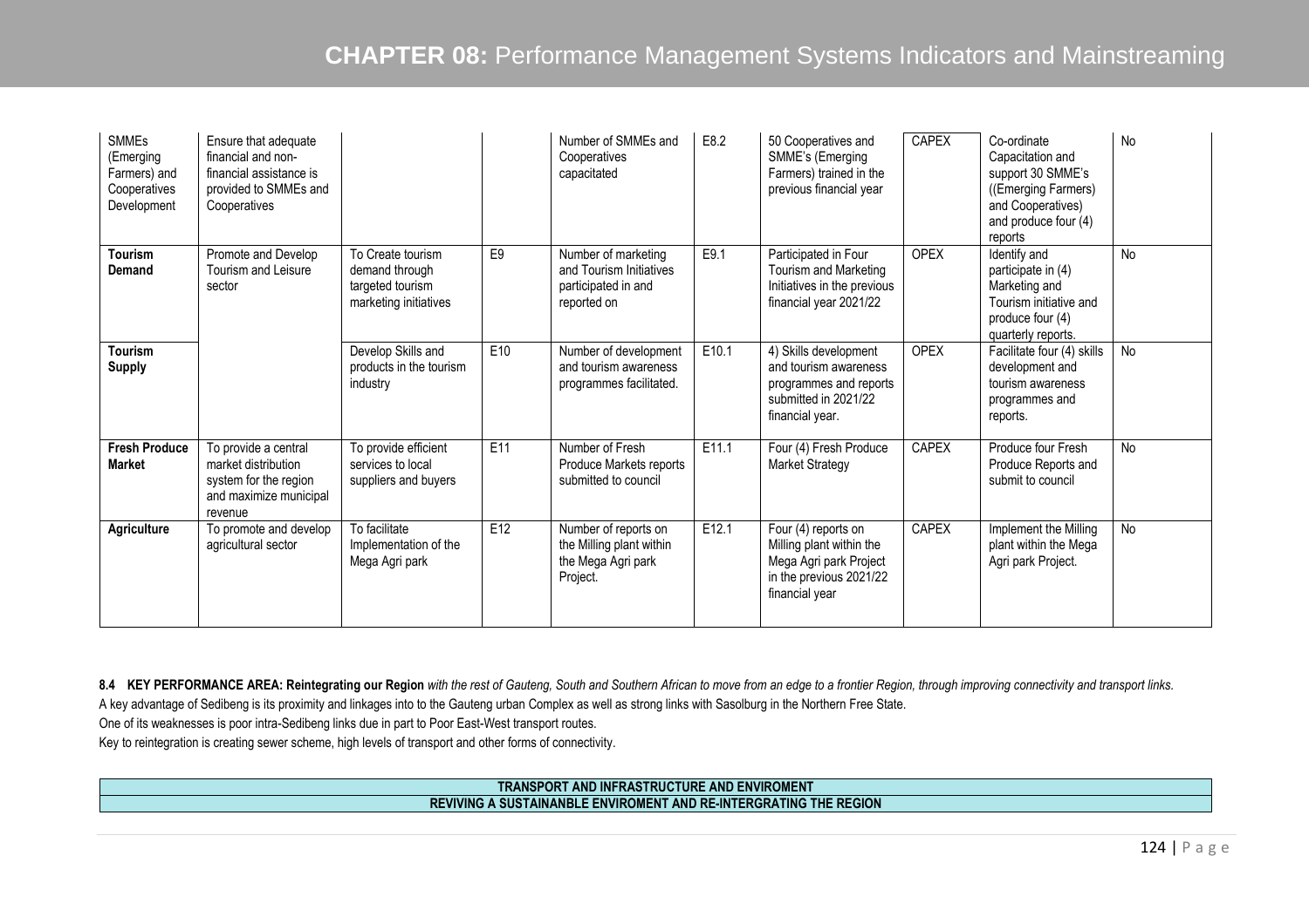| SMMEs (Emerging Farmers) and Cooperatives Development | Ensure that adequate financial and non-financial assistance is provided to SMMEs and Cooperatives | | | Number of SMMEs and Cooperatives capacitated | E8.2 | 50 Cooperatives and SMME's (Emerging Farmers) trained in the previous financial year | CAPEX | Co-ordinate Capacitation and support 30 SMME's ((Emerging Farmers) and Cooperatives) and produce four (4) reports | No |
|---|---|---|---|---|---|---|---|---|---|
| **Tourism Demand** | Promote and Develop Tourism and Leisure sector | To Create tourism demand through targeted tourism marketing initiatives | E9 | Number of marketing and Tourism Initiatives participated in and reported on | E9.1 | Participated in Four Tourism and Marketing Initiatives in the previous financial year 2021/22 | OPEX | Identify and participate in (4) Marketing and Tourism initiative and produce four (4) quarterly reports. | No |
| **Tourism Supply** | | Develop Skills and products in the tourism industry | E10 | Number of development and tourism awareness programmes facilitated. | E10.1 | 4) Skills development and tourism awareness programmes and reports submitted in 2021/22 financial year. | OPEX | Facilitate four (4) skills development and tourism awareness programmes and reports. | No |
| **Fresh Produce Market** | To provide a central market distribution system for the region and maximize municipal revenue | To provide efficient services to local suppliers and buyers | E11 | Number of Fresh Produce Markets reports submitted to council | E11.1 | Four (4) Fresh Produce Market Strategy | CAPEX | Produce four Fresh Produce Reports and submit to council | No |
| **Agriculture** | To promote and develop agricultural sector | To facilitate Implementation of the Mega Agri park | E12 | Number of reports on the Milling plant within the Mega Agri park Project. | E12.1 | Four (4) reports on Milling plant within the Mega Agri park Project in the previous 2021/22 financial year | CAPEX | Implement the Milling plant within the Mega Agri park Project. | No |

**8.4 KEY PERFORMANCE AREA: Reintegrating our Region** *with the rest of Gauteng, South and Southern African to move from an edge to a frontier Region, through improving connectivity and transport links.*

A key advantage of Sedibeng is its proximity and linkages into to the Gauteng urban Complex as well as strong links with Sasolburg in the Northern Free State.

One of its weaknesses is poor intra-Sedibeng links due in part to Poor East-West transport routes.

Key to reintegration is creating sewer scheme, high levels of transport and other forms of connectivity.

| TRANSPORT AND INFRASTRUCTURE AND ENVIROMENT |
|---|
| REVIVING A SUSTAINANBLE ENVIROMENT AND RE-INTERGRATING THE REGION |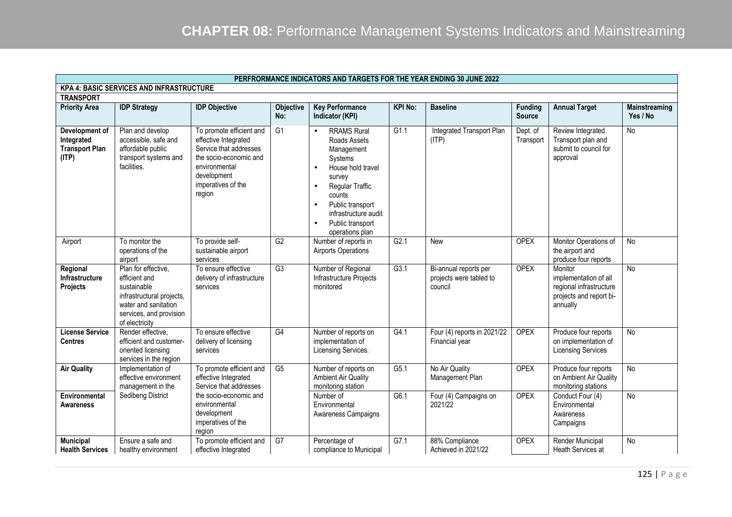# CHAPTER 08: Performance Management Systems Indicators and Mainstreaming

| PERFRORMANCE INDICATORS AND TARGETS FOR THE YEAR ENDING 30 JUNE 2022 | | | | | | | | | |
|---|---|---|---|---|---|---|---|---|---|
| **KPA 4: BASIC SERVICES AND INFRASTRUCTURE** | | | | | | | | | |
| **TRANSPORT** | | | | | | | | | |
| **Priority Area** | **IDP Strategy** | **IDP Objective** | **Objective No:** | **Key Performance Indicator (KPI)** | **KPI No:** | **Baseline** | **Funding Source** | **Annual Target** | **Mainstreaming Yes / No** |
| **Development of Integrated Transport Plan (ITP)** | Plan and develop accessible, safe and affordable public transport systems and facilities. | To promote efficient and effective Integrated Service that addresses the socio-economic and environmental development imperatives of the region | G1 | • RRAMS Rural Roads Assets Management Systems<br>• House hold travel survey<br>• Regular Traffic counts<br>• Public transport infrastructure audit<br>• Public transport operations plan | G1.1 | Integrated Transport Plan (ITP) | Dept. of Transport | Review Integrated Transport plan and submit to council for approval | No |
| Airport | To monitor the operations of the airport | To provide self-sustainable airport services | G2 | Number of reports in Airports Operations | G2.1 | New | OPEX | Monitor Operations of the airport and produce four reports | No |
| **Regional Infrastructure Projects** | Plan for effective, efficient and sustainable infrastructural projects, water and sanitation services, and provision of electricity | To ensure effective delivery of infrastructure services | G3 | Number of Regional Infrastructure Projects monitored | G3.1 | Bi-annual reports per projects were tabled to council | OPEX | Monitor implementation of all regional infrastructure projects and report bi-annually | No |
| **License Service Centres** | Render effective, efficient and customer-oriented licensing services in the region | To ensure effective delivery of licensing services | G4 | Number of reports on implementation of Licensing Services. | G4.1 | Four (4) reports in 2021/22 Financial year | OPEX | Produce four reports on implementation of Licensing Services | No |
| **Air Quality** | Implementation of effective environment management in the Sedibeng District | To promote efficient and effective Integrated Service that addresses the socio-economic and environmental development imperatives of the region | G5 | Number of reports on Ambient Air Quality monitoring station | G5.1 | No Air Quality Management Plan | OPEX | Produce four reports on Ambient Air Quality monitoring stations | No |
| **Environmental Awareness** | | | | Number of Environmental Awareness Campaigns | G6.1 | Four (4) Campaigns on 2021/22 | OPEX | Conduct Four (4) Environmental Awareness Campaigns | No |
| **Municipal Health Services** | Ensure a safe and healthy environment | To promote efficient and effective Integrated | G7 | Percentage of compliance to Municipal | G7.1 | 88% Compliance Achieved in 2021/22 | OPEX | Render Municipal Heath Services at | No |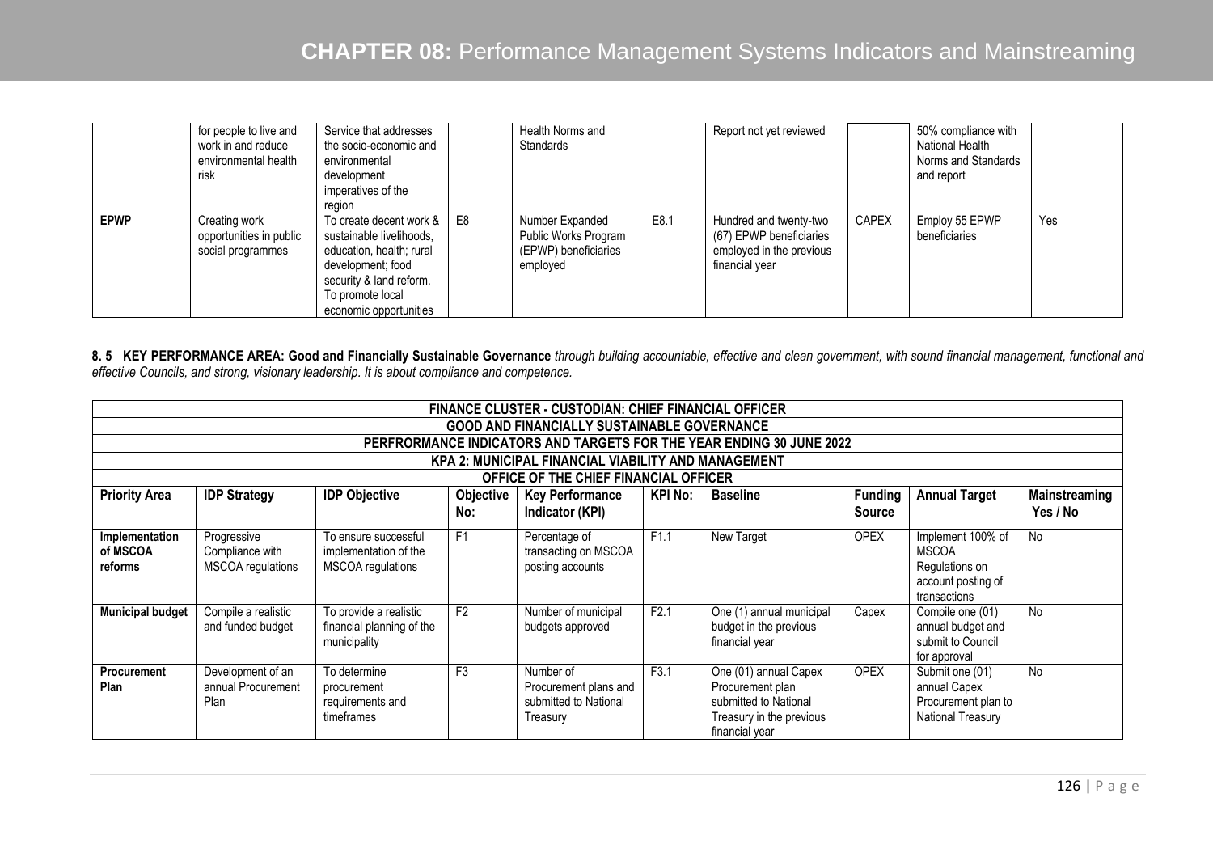| | | | | | | | | | |
|---|---|---|---|---|---|---|---|---|---|
| | for people to live and work in and reduce environmental health risk | Service that addresses the socio-economic and environmental development imperatives of the region | | Health Norms and Standards | | Report not yet reviewed | | 50% compliance with National Health Norms and Standards and report | |
| **EPWP** | Creating work opportunities in public social programmes | To create decent work & sustainable livelihoods, education, health; rural development; food security & land reform. To promote local economic opportunities | E8 | Number Expanded Public Works Program (EPWP) beneficiaries employed | E8.1 | Hundred and twenty-two (67) EPWP beneficiaries employed in the previous financial year | CAPEX | Employ 55 EPWP beneficiaries | Yes |

**8. 5 KEY PERFORMANCE AREA: Good and Financially Sustainable Governance** *through building accountable, effective and clean government, with sound financial management, functional and effective Councils, and strong, visionary leadership. It is about compliance and competence.*

| FINANCE CLUSTER - CUSTODIAN: CHIEF FINANCIAL OFFICER | | | | | | | | | |
|---|---|---|---|---|---|---|---|---|---|
| GOOD AND FINANCIALLY SUSTAINABLE GOVERNANCE | | | | | | | | | |
| PERFRORMANCE INDICATORS AND TARGETS FOR THE YEAR ENDING 30 JUNE 2022 | | | | | | | | | |
| KPA 2: MUNICIPAL FINANCIAL VIABILITY AND MANAGEMENT | | | | | | | | | |
| OFFICE OF THE CHIEF FINANCIAL OFFICER | | | | | | | | | |
| **Priority Area** | **IDP Strategy** | **IDP Objective** | **Objective No:** | **Key Performance Indicator (KPI)** | **KPI No:** | **Baseline** | **Funding Source** | **Annual Target** | **Mainstreaming Yes / No** |
| **Implementation of MSCOA reforms** | Progressive Compliance with MSCOA regulations | To ensure successful implementation of the MSCOA regulations | F1 | Percentage of transacting on MSCOA posting accounts | F1.1 | New Target | OPEX | Implement 100% of MSCOA Regulations on account posting of transactions | No |
| **Municipal budget** | Compile a realistic and funded budget | To provide a realistic financial planning of the municipality | F2 | Number of municipal budgets approved | F2.1 | One (1) annual municipal budget in the previous financial year | Capex | Compile one (01) annual budget and submit to Council for approval | No |
| **Procurement Plan** | Development of an annual Procurement Plan | To determine procurement requirements and timeframes | F3 | Number of Procurement plans and submitted to National Treasury | F3.1 | One (01) annual Capex Procurement plan submitted to National Treasury in the previous financial year | OPEX | Submit one (01) annual Capex Procurement plan to National Treasury | No |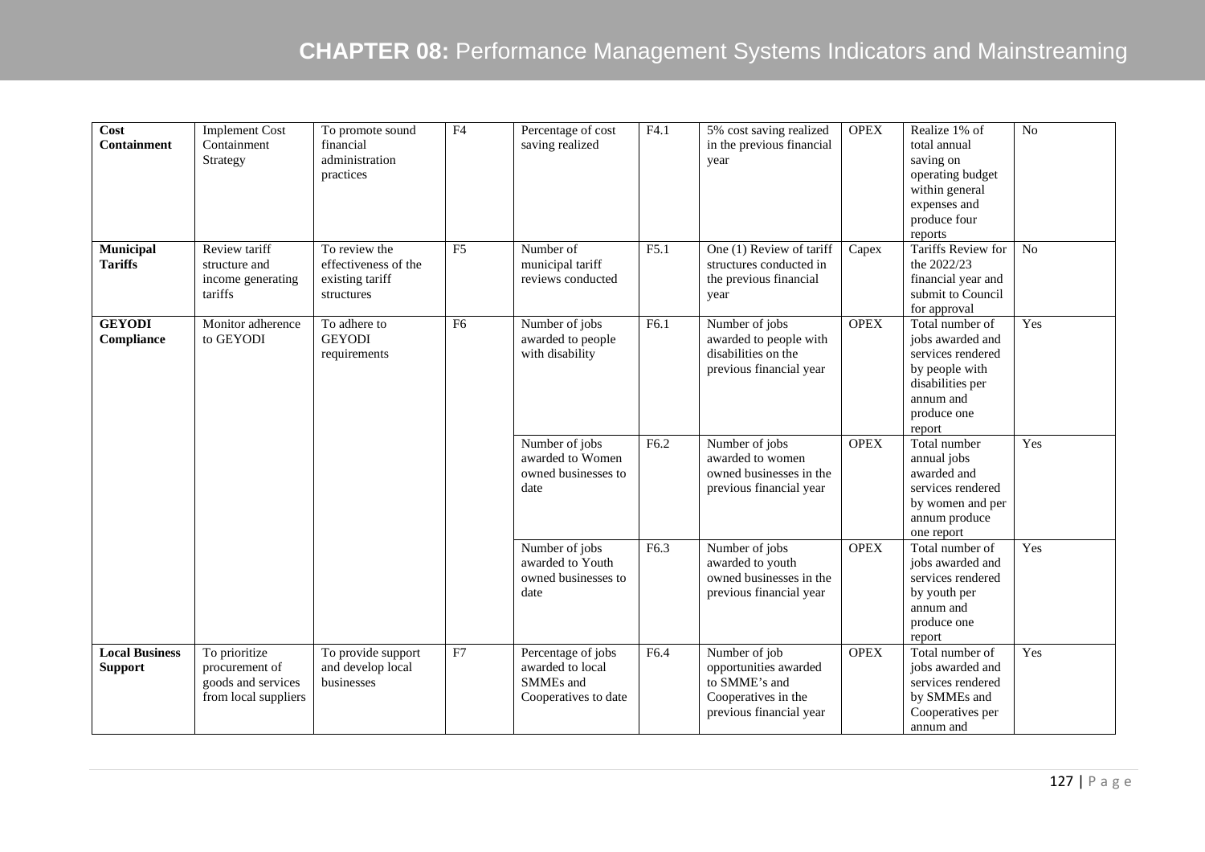| | | | | | | | | | |
|---|---|---|---|---|---|---|---|---|---|
| **Cost Containment** | Implement Cost Containment Strategy | To promote sound financial administration practices | F4 | Percentage of cost saving realized | F4.1 | 5% cost saving realized in the previous financial year | OPEX | Realize 1% of total annual saving on operating budget within general expenses and produce four reports | No |
| **Municipal Tariffs** | Review tariff structure and income generating tariffs | To review the effectiveness of the existing tariff structures | F5 | Number of municipal tariff reviews conducted | F5.1 | One (1) Review of tariff structures conducted in the previous financial year | Capex | Tariffs Review for the 2022/23 financial year and submit to Council for approval | No |
| **GEYODI Compliance** | Monitor adherence to GEYODI | To adhere to GEYODI requirements | F6 | Number of jobs awarded to people with disability | F6.1 | Number of jobs awarded to people with disabilities on the previous financial year | OPEX | Total number of jobs awarded and services rendered by people with disabilities per annum and produce one report | Yes |
| | | | | Number of jobs awarded to Women owned businesses to date | F6.2 | Number of jobs awarded to women owned businesses in the previous financial year | OPEX | Total number annual jobs awarded and services rendered by women and per annum produce one report | Yes |
| | | | | Number of jobs awarded to Youth owned businesses to date | F6.3 | Number of jobs awarded to youth owned businesses in the previous financial year | OPEX | Total number of jobs awarded and services rendered by youth per annum and produce one report | Yes |
| **Local Business Support** | To prioritize procurement of goods and services from local suppliers | To provide support and develop local businesses | F7 | Percentage of jobs awarded to local SMMEs and Cooperatives to date | F6.4 | Number of job opportunities awarded to SMME's and Cooperatives in the previous financial year | OPEX | Total number of jobs awarded and services rendered by SMMEs and Cooperatives per annum and | Yes |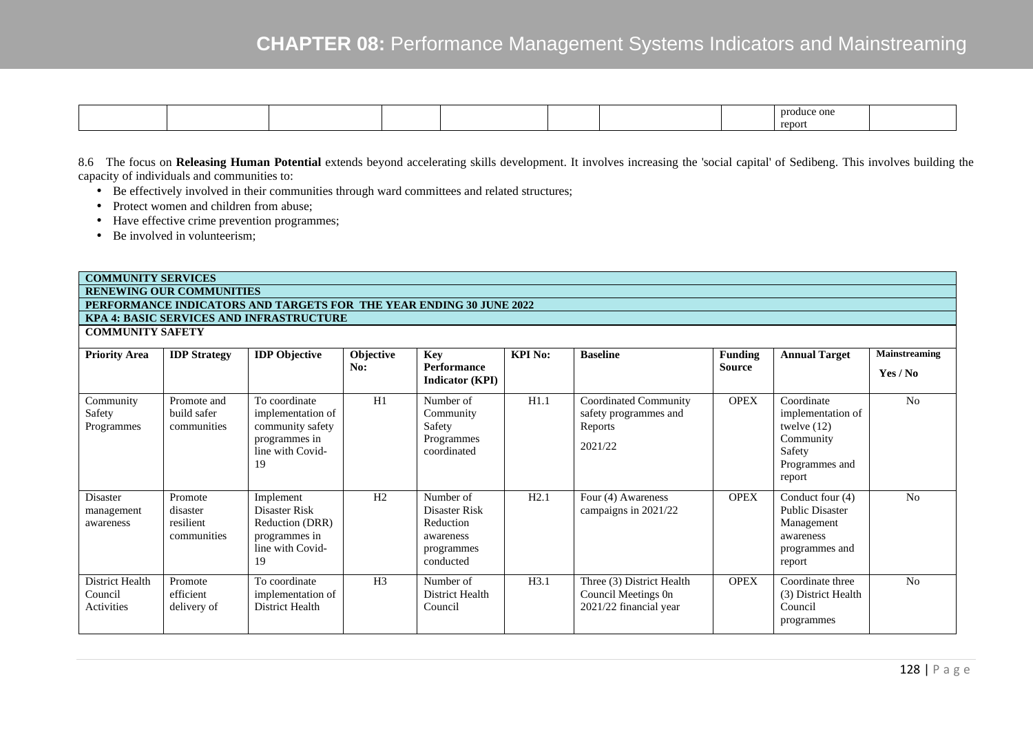| | | | | | | | | produce one report | |
|---|---|---|---|---|---|---|---|---|---|

8.6 The focus on **Releasing Human Potential** extends beyond accelerating skills development. It involves increasing the 'social capital' of Sedibeng. This involves building the capacity of individuals and communities to:

- Be effectively involved in their communities through ward committees and related structures;
- Protect women and children from abuse;
- Have effective crime prevention programmes;
- Be involved in volunteerism;

| **COMMUNITY SERVICES** | | | | | | | | | |
|---|---|---|---|---|---|---|---|---|---|
| **RENEWING OUR COMMUNITIES** | | | | | | | | | |
| **PERFORMANCE INDICATORS AND TARGETS FOR THE YEAR ENDING 30 JUNE 2022** | | | | | | | | | |
| **KPA 4: BASIC SERVICES AND INFRASTRUCTURE** | | | | | | | | | |
| **COMMUNITY SAFETY** | | | | | | | | | |
| **Priority Area** | **IDP Strategy** | **IDP Objective** | **Objective No:** | **Key Performance Indicator (KPI)** | **KPI No:** | **Baseline** | **Funding Source** | **Annual Target** | **Mainstreaming Yes / No** |
| Community Safety Programmes | Promote and build safer communities | To coordinate implementation of community safety programmes in line with Covid-19 | H1 | Number of Community Safety Programmes coordinated | H1.1 | Coordinated Community safety programmes and Reports 2021/22 | OPEX | Coordinate implementation of twelve (12) Community Safety Programmes and report | No |
| Disaster management awareness | Promote disaster resilient communities | Implement Disaster Risk Reduction (DRR) programmes in line with Covid-19 | H2 | Number of Disaster Risk Reduction awareness programmes conducted | H2.1 | Four (4) Awareness campaigns in 2021/22 | OPEX | Conduct four (4) Public Disaster Management awareness programmes and report | No |
| District Health Council Activities | Promote efficient delivery of | To coordinate implementation of District Health | H3 | Number of District Health Council | H3.1 | Three (3) District Health Council Meetings 0n 2021/22 financial year | OPEX | Coordinate three (3) District Health Council programmes | No |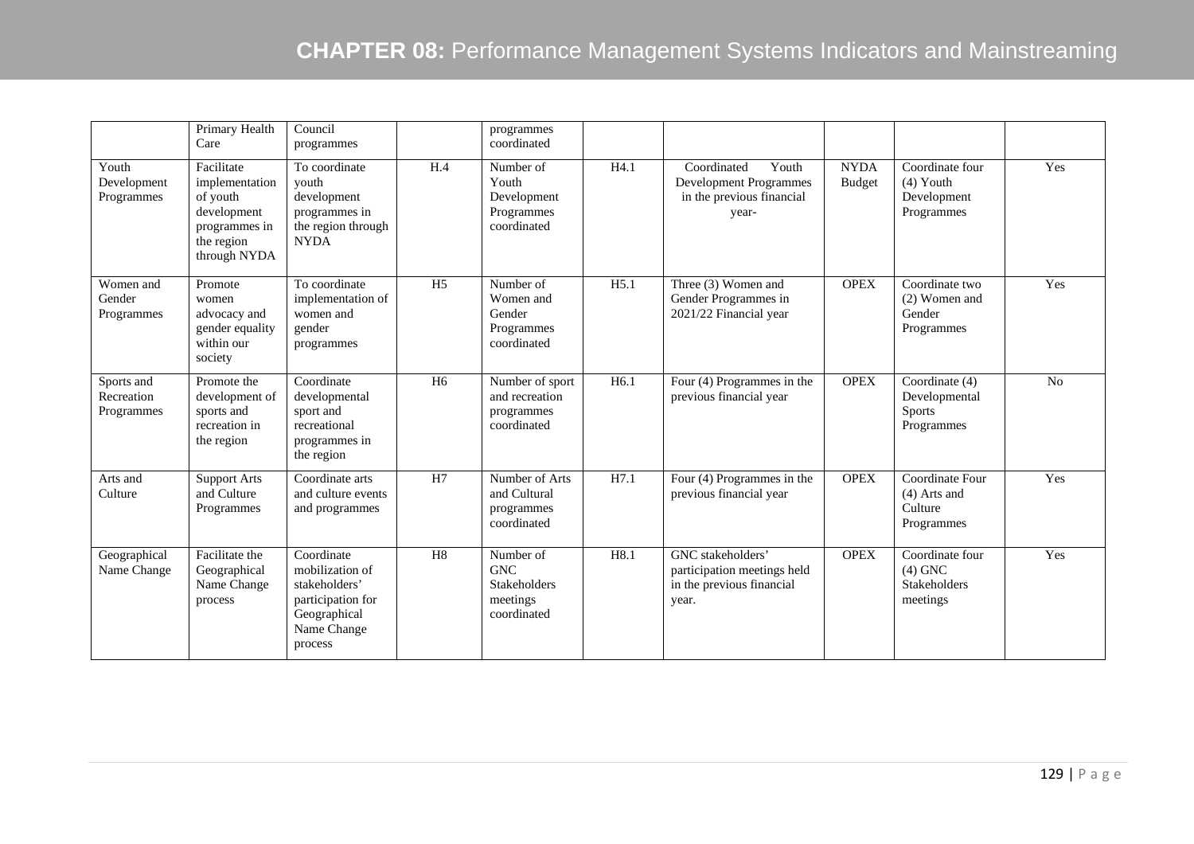| | | | | | | | | | |
|---|---|---|---|---|---|---|---|---|---|
| | Primary Health Care | Council programmes | | programmes coordinated | | | | | |
| Youth Development Programmes | Facilitate implementation of youth development programmes in the region through NYDA | To coordinate youth development programmes in the region through NYDA | H.4 | Number of Youth Development Programmes coordinated | H4.1 | Coordinated Youth Development Programmes in the previous financial year- | NYDA Budget | Coordinate four (4) Youth Development Programmes | Yes |
| Women and Gender Programmes | Promote women advocacy and gender equality within our society | To coordinate implementation of women and gender programmes | H5 | Number of Women and Gender Programmes coordinated | H5.1 | Three (3) Women and Gender Programmes in 2021/22 Financial year | OPEX | Coordinate two (2) Women and Gender Programmes | Yes |
| Sports and Recreation Programmes | Promote the development of sports and recreation in the region | Coordinate developmental sport and recreational programmes in the region | H6 | Number of sport and recreation programmes coordinated | H6.1 | Four (4) Programmes in the previous financial year | OPEX | Coordinate (4) Developmental Sports Programmes | No |
| Arts and Culture | Support Arts and Culture Programmes | Coordinate arts and culture events and programmes | H7 | Number of Arts and Cultural programmes coordinated | H7.1 | Four (4) Programmes in the previous financial year | OPEX | Coordinate Four (4) Arts and Culture Programmes | Yes |
| Geographical Name Change | Facilitate the Geographical Name Change process | Coordinate mobilization of stakeholders' participation for Geographical Name Change process | H8 | Number of GNC Stakeholders meetings coordinated | H8.1 | GNC stakeholders' participation meetings held in the previous financial year. | OPEX | Coordinate four (4) GNC Stakeholders meetings | Yes |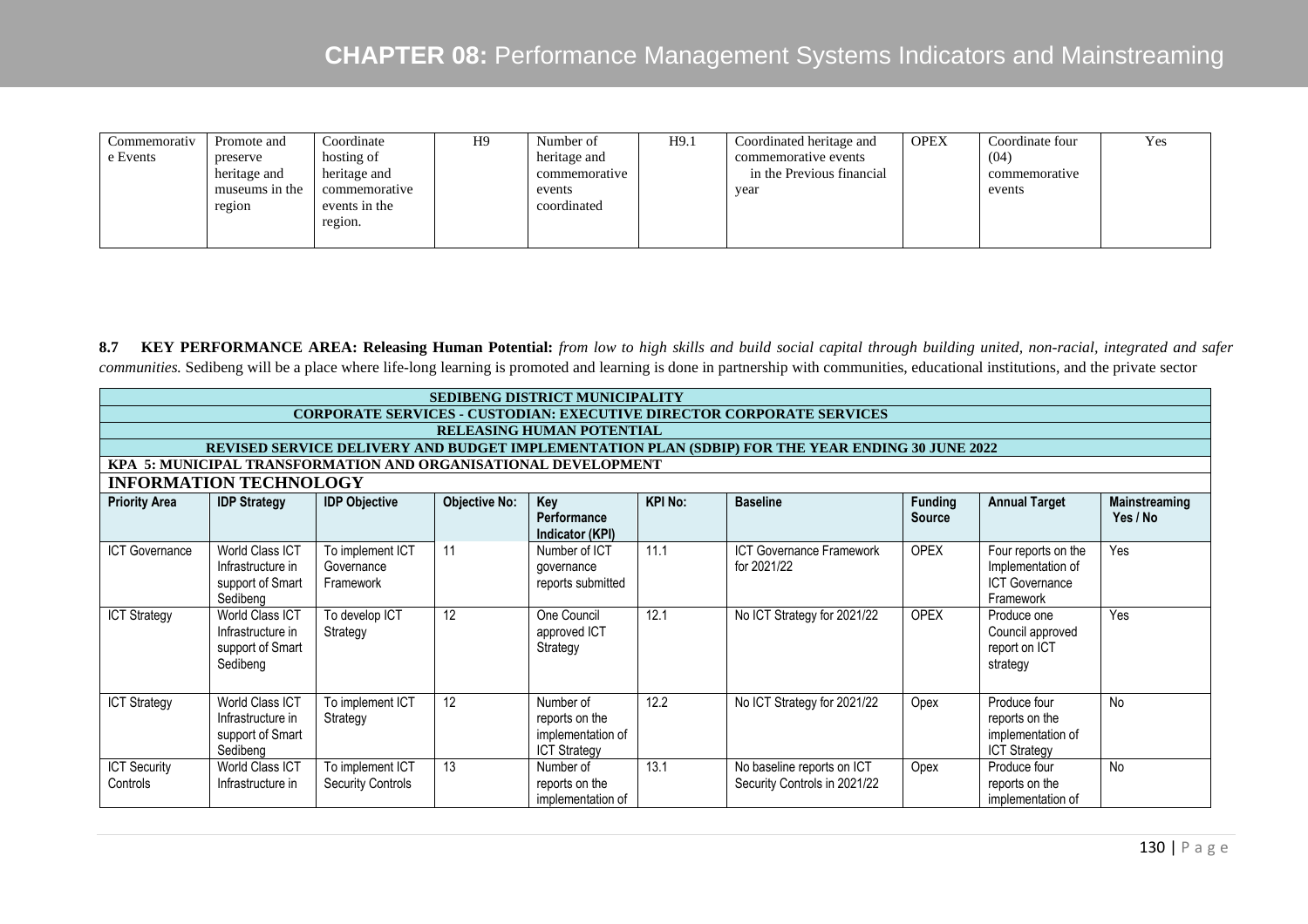| Commemorative Events | Promote and preserve heritage and museums in the region | Coordinate hosting of heritage and commemorative events in the region. | H9 | Number of heritage and commemorative events coordinated | H9.1 | Coordinated heritage and commemorative events in the Previous financial year | OPEX | Coordinate four (04) commemorative events | Yes |
|---|---|---|---|---|---|---|---|---|---|

**8.7 KEY PERFORMANCE AREA: Releasing Human Potential:** *from low to high skills and build social capital through building united, non-racial, integrated and safer communities.* Sedibeng will be a place where life-long learning is promoted and learning is done in partnership with communities, educational institutions, and the private sector

| SEDIBENG DISTRICT MUNICIPALITY | | | | | | | | | |
|---|---|---|---|---|---|---|---|---|---|
| CORPORATE SERVICES - CUSTODIAN: EXECUTIVE DIRECTOR CORPORATE SERVICES | | | | | | | | | |
| RELEASING HUMAN POTENTIAL | | | | | | | | | |
| REVISED SERVICE DELIVERY AND BUDGET IMPLEMENTATION PLAN (SDBIP) FOR THE YEAR ENDING 30 JUNE 2022 | | | | | | | | | |
| KPA 5: MUNICIPAL TRANSFORMATION AND ORGANISATIONAL DEVELOPMENT | | | | | | | | | |
| INFORMATION TECHNOLOGY | | | | | | | | | |
| **Priority Area** | **IDP Strategy** | **IDP Objective** | **Objective No:** | **Key Performance Indicator (KPI)** | **KPI No:** | **Baseline** | **Funding Source** | **Annual Target** | **Mainstreaming Yes / No** |
| ICT Governance | World Class ICT Infrastructure in support of Smart Sedibeng | To implement ICT Governance Framework | 11 | Number of ICT governance reports submitted | 11.1 | ICT Governance Framework for 2021/22 | OPEX | Four reports on the Implementation of ICT Governance Framework | Yes |
| ICT Strategy | World Class ICT Infrastructure in support of Smart Sedibeng | To develop ICT Strategy | 12 | One Council approved ICT Strategy | 12.1 | No ICT Strategy for 2021/22 | OPEX | Produce one Council approved report on ICT strategy | Yes |
| ICT Strategy | World Class ICT Infrastructure in support of Smart Sedibeng | To implement ICT Strategy | 12 | Number of reports on the implementation of ICT Strategy | 12.2 | No ICT Strategy for 2021/22 | Opex | Produce four reports on the implementation of ICT Strategy | No |
| ICT Security Controls | World Class ICT Infrastructure in | To implement ICT Security Controls | 13 | Number of reports on the implementation of | 13.1 | No baseline reports on ICT Security Controls in 2021/22 | Opex | Produce four reports on the implementation of | No |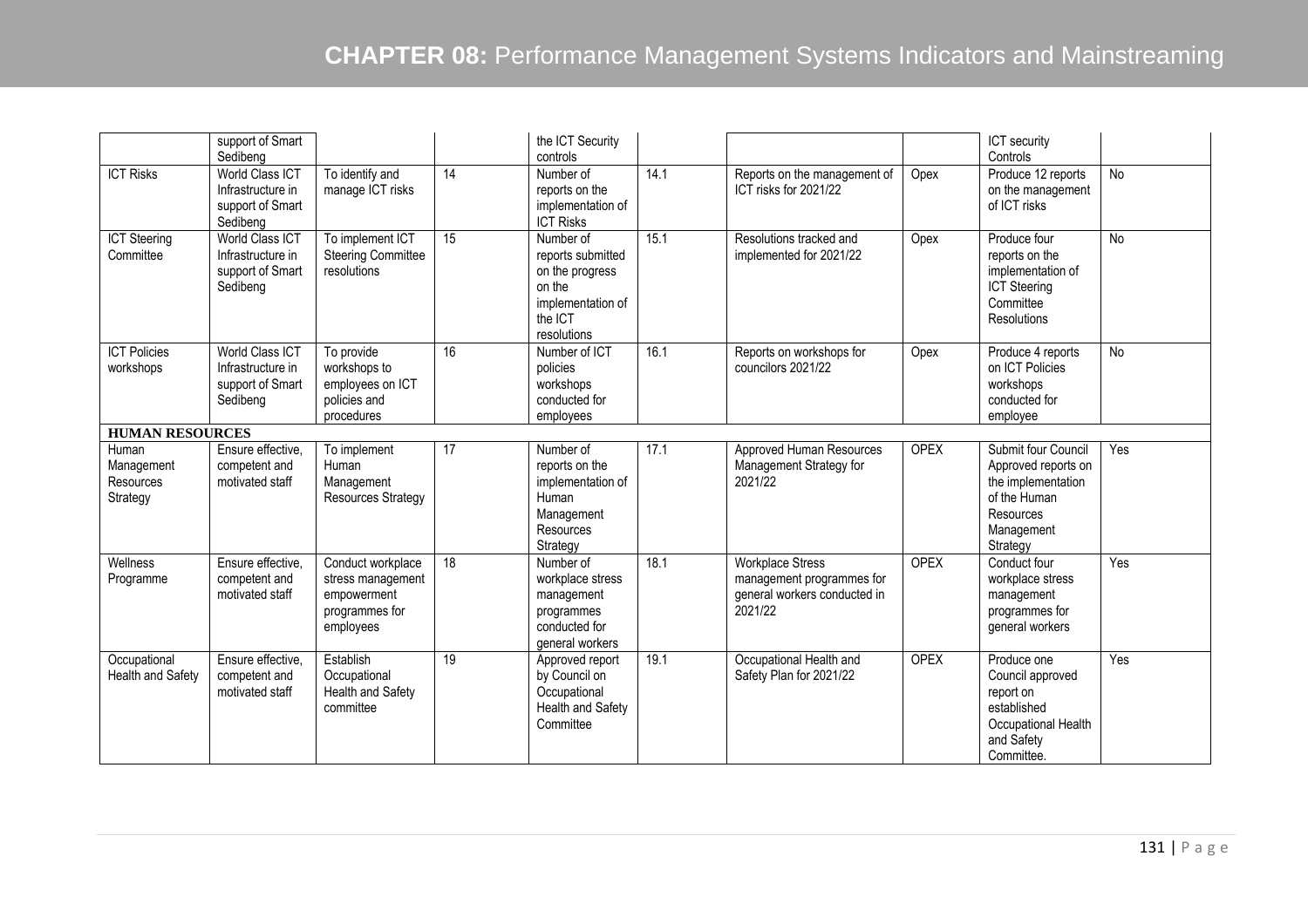# CHAPTER 08: Performance Management Systems Indicators and Mainstreaming

| | | | | | | | | | |
|---|---|---|---|---|---|---|---|---|---|
| | support of Smart Sedibeng | | | the ICT Security controls | | | | ICT security Controls | |
| ICT Risks | World Class ICT Infrastructure in support of Smart Sedibeng | To identify and manage ICT risks | 14 | Number of reports on the implementation of ICT Risks | 14.1 | Reports on the management of ICT risks for 2021/22 | Opex | Produce 12 reports on the management of ICT risks | No |
| ICT Steering Committee | World Class ICT Infrastructure in support of Smart Sedibeng | To implement ICT Steering Committee resolutions | 15 | Number of reports submitted on the progress on the implementation of the ICT resolutions | 15.1 | Resolutions tracked and implemented for 2021/22 | Opex | Produce four reports on the implementation of ICT Steering Committee Resolutions | No |
| ICT Policies workshops | World Class ICT Infrastructure in support of Smart Sedibeng | To provide workshops to employees on ICT policies and procedures | 16 | Number of ICT policies workshops conducted for employees | 16.1 | Reports on workshops for councilors 2021/22 | Opex | Produce 4 reports on ICT Policies workshops conducted for employee | No |
| **HUMAN RESOURCES** | | | | | | | | | |
| Human Management Resources Strategy | Ensure effective, competent and motivated staff | To implement Human Management Resources Strategy | 17 | Number of reports on the implementation of Human Management Resources Strategy | 17.1 | Approved Human Resources Management Strategy for 2021/22 | OPEX | Submit four Council Approved reports on the implementation of the Human Resources Management Strategy | Yes |
| Wellness Programme | Ensure effective, competent and motivated staff | Conduct workplace stress management empowerment programmes for employees | 18 | Number of workplace stress management programmes conducted for general workers | 18.1 | Workplace Stress management programmes for general workers conducted in 2021/22 | OPEX | Conduct four workplace stress management programmes for general workers | Yes |
| Occupational Health and Safety | Ensure effective, competent and motivated staff | Establish Occupational Health and Safety committee | 19 | Approved report by Council on Occupational Health and Safety Committee | 19.1 | Occupational Health and Safety Plan for 2021/22 | OPEX | Produce one Council approved report on established Occupational Health and Safety Committee. | Yes |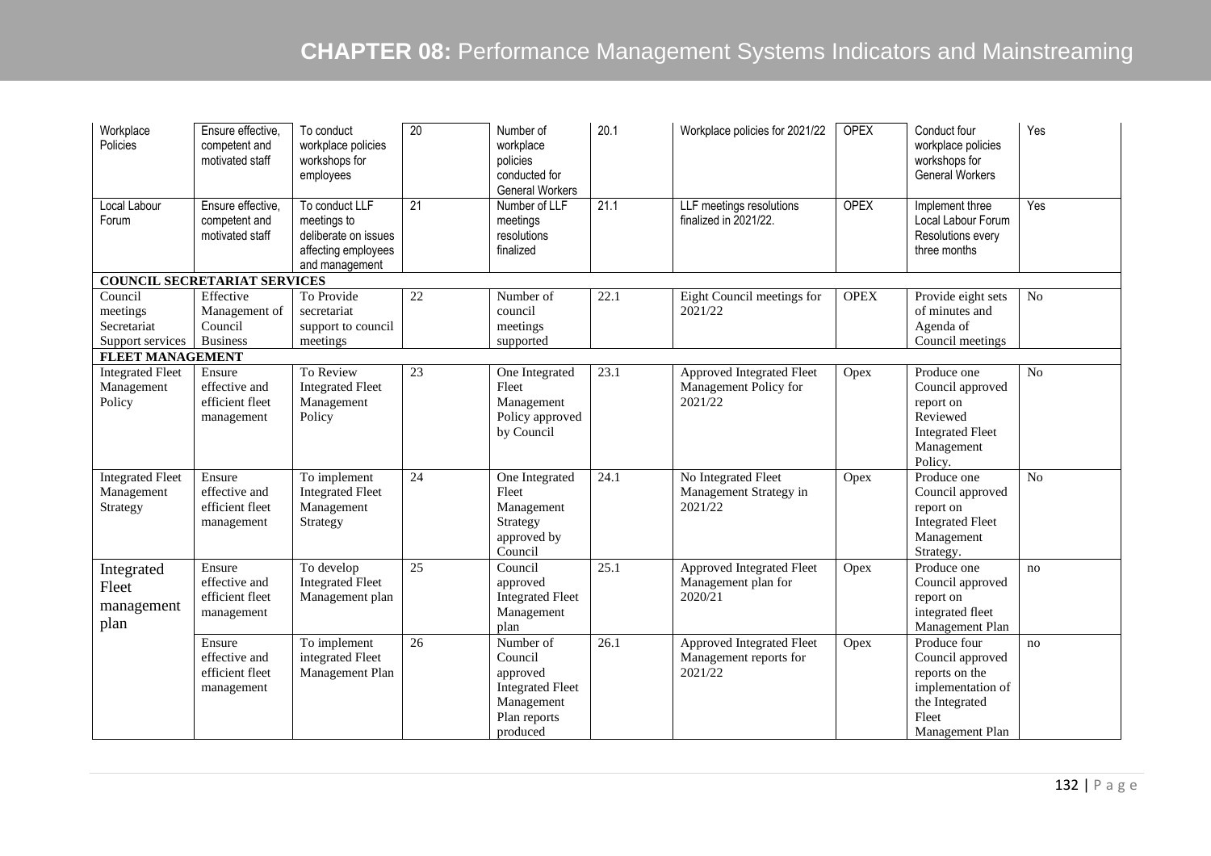# CHAPTER 08: Performance Management Systems Indicators and Mainstreaming

| | | | | | | | | | |
|---|---|---|---|---|---|---|---|---|---|
| Workplace Policies | Ensure effective, competent and motivated staff | To conduct workplace policies workshops for employees | 20 | Number of workplace policies conducted for General Workers | 20.1 | Workplace policies for 2021/22 | OPEX | Conduct four workplace policies workshops for General Workers | Yes |
| Local Labour Forum | Ensure effective, competent and motivated staff | To conduct LLF meetings to deliberate on issues affecting employees and management | 21 | Number of LLF meetings resolutions finalized | 21.1 | LLF meetings resolutions finalized in 2021/22. | OPEX | Implement three Local Labour Forum Resolutions every three months | Yes |
| **COUNCIL SECRETARIAT SERVICES** | | | | | | | | | |
| Council meetings Secretariat Support services | Effective Management of Council Business | To Provide secretariat support to council meetings | 22 | Number of council meetings supported | 22.1 | Eight Council meetings for 2021/22 | OPEX | Provide eight sets of minutes and Agenda of Council meetings | No |
| **FLEET MANAGEMENT** | | | | | | | | | |
| Integrated Fleet Management Policy | Ensure effective and efficient fleet management | To Review Integrated Fleet Management Policy | 23 | One Integrated Fleet Management Policy approved by Council | 23.1 | Approved Integrated Fleet Management Policy for 2021/22 | Opex | Produce one Council approved report on Reviewed Integrated Fleet Management Policy. | No |
| Integrated Fleet Management Strategy | Ensure effective and efficient fleet management | To implement Integrated Fleet Management Strategy | 24 | One Integrated Fleet Management Strategy approved by Council | 24.1 | No Integrated Fleet Management Strategy in 2021/22 | Opex | Produce one Council approved report on Integrated Fleet Management Strategy. | No |
| Integrated Fleet management plan | Ensure effective and efficient fleet management | To develop Integrated Fleet Management plan | 25 | Council approved Integrated Fleet Management plan | 25.1 | Approved Integrated Fleet Management plan for 2020/21 | Opex | Produce one Council approved report on integrated fleet Management Plan | no |
| | Ensure effective and efficient fleet management | To implement integrated Fleet Management Plan | 26 | Number of Council approved Integrated Fleet Management Plan reports produced | 26.1 | Approved Integrated Fleet Management reports for 2021/22 | Opex | Produce four Council approved reports on the implementation of the Integrated Fleet Management Plan | no |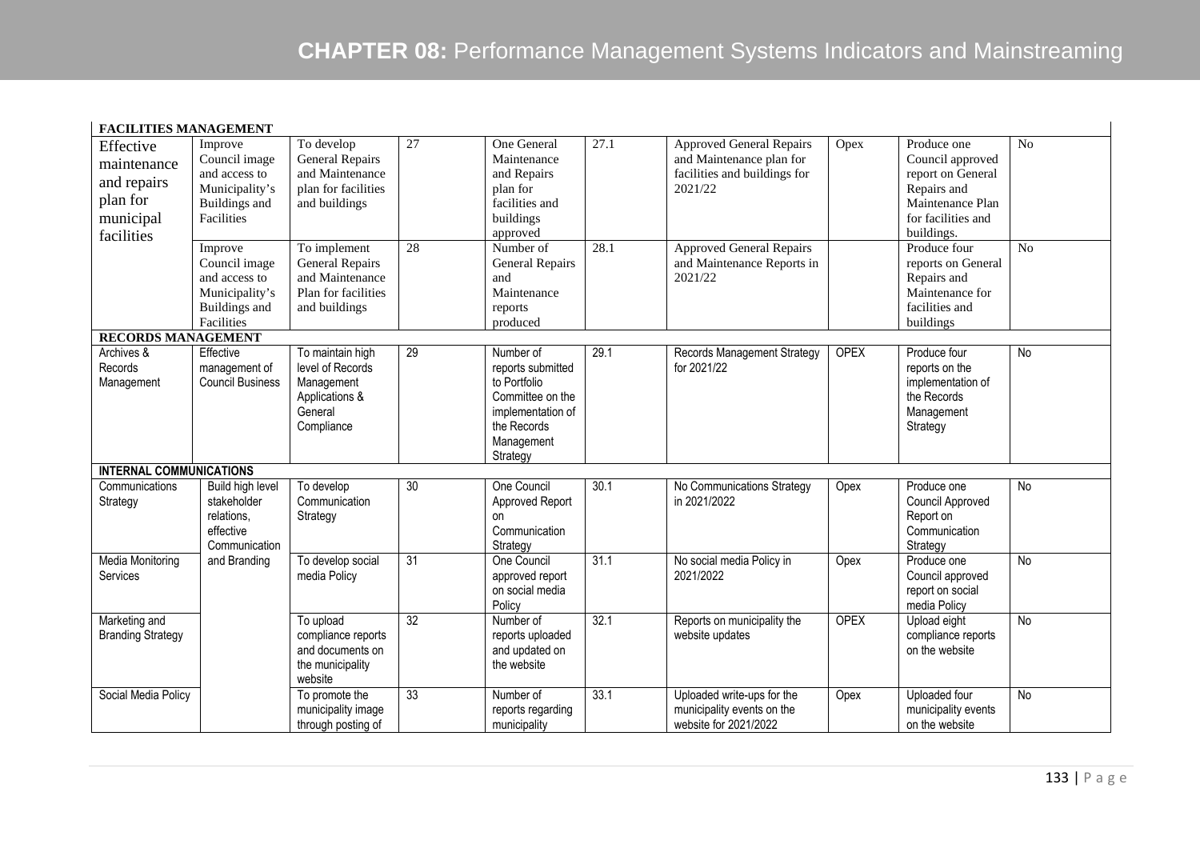| | | | | | | | | | |
|---|---|---|---|---|---|---|---|---|---|
| **FACILITIES MANAGEMENT** | | | | | | | | | |
| Effective maintenance and repairs plan for municipal facilities | Improve Council image and access to Municipality's Buildings and Facilities | To develop General Repairs and Maintenance plan for facilities and buildings | 27 | One General Maintenance and Repairs plan for facilities and buildings approved | 27.1 | Approved General Repairs and Maintenance plan for facilities and buildings for 2021/22 | Opex | Produce one Council approved report on General Repairs and Maintenance Plan for facilities and buildings. | No |
| | Improve Council image and access to Municipality's Buildings and Facilities | To implement General Repairs and Maintenance Plan for facilities and buildings | 28 | Number of General Repairs and Maintenance reports produced | 28.1 | Approved General Repairs and Maintenance Reports in 2021/22 | | Produce four reports on General Repairs and Maintenance for facilities and buildings | No |
| **RECORDS MANAGEMENT** | | | | | | | | | |
| Archives & Records Management | Effective management of Council Business | To maintain high level of Records Management Applications & General Compliance | 29 | Number of reports submitted to Portfolio Committee on the implementation of the Records Management Strategy | 29.1 | Records Management Strategy for 2021/22 | OPEX | Produce four reports on the implementation of the Records Management Strategy | No |
| **INTERNAL COMMUNICATIONS** | | | | | | | | | |
| Communications Strategy | Build high level stakeholder relations, effective Communication and Branding | To develop Communication Strategy | 30 | One Council Approved Report on Communication Strategy | 30.1 | No Communications Strategy in 2021/2022 | Opex | Produce one Council Approved Report on Communication Strategy | No |
| Media Monitoring Services | | To develop social media Policy | 31 | One Council approved report on social media Policy | 31.1 | No social media Policy in 2021/2022 | Opex | Produce one Council approved report on social media Policy | No |
| Marketing and Branding Strategy | | To upload compliance reports and documents on the municipality website | 32 | Number of reports uploaded and updated on the website | 32.1 | Reports on municipality the website updates | OPEX | Upload eight compliance reports on the website | No |
| Social Media Policy | | To promote the municipality image through posting of | 33 | Number of reports regarding municipality | 33.1 | Uploaded write-ups for the municipality events on the website for 2021/2022 | Opex | Uploaded four municipality events on the website | No |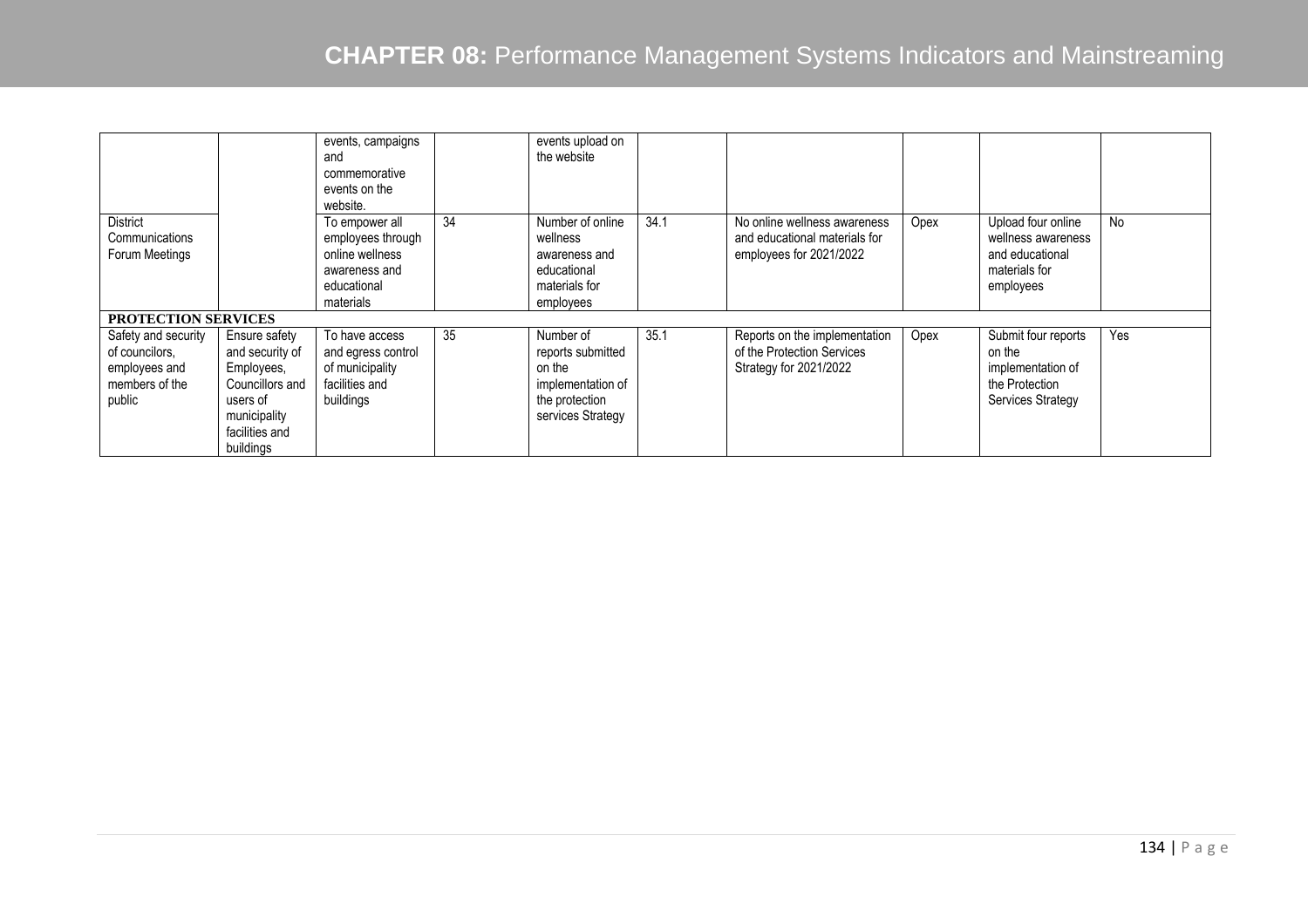| | | | | | | | | | |
|---|---|---|---|---|---|---|---|---|---|
| | | events, campaigns and commemorative events on the website. | | events upload on the website | | | | | |
| District Communications Forum Meetings | | To empower all employees through online wellness awareness and educational materials | 34 | Number of online wellness awareness and educational materials for employees | 34.1 | No online wellness awareness and educational materials for employees for 2021/2022 | Opex | Upload four online wellness awareness and educational materials for employees | No |
| **PROTECTION SERVICES** | | | | | | | | | |
| Safety and security of councilors, employees and members of the public | Ensure safety and security of Employees, Councillors and users of municipality facilities and buildings | To have access and egress control of municipality facilities and buildings | 35 | Number of reports submitted on the implementation of the protection services Strategy | 35.1 | Reports on the implementation of the Protection Services Strategy for 2021/2022 | Opex | Submit four reports on the implementation of the Protection Services Strategy | Yes |